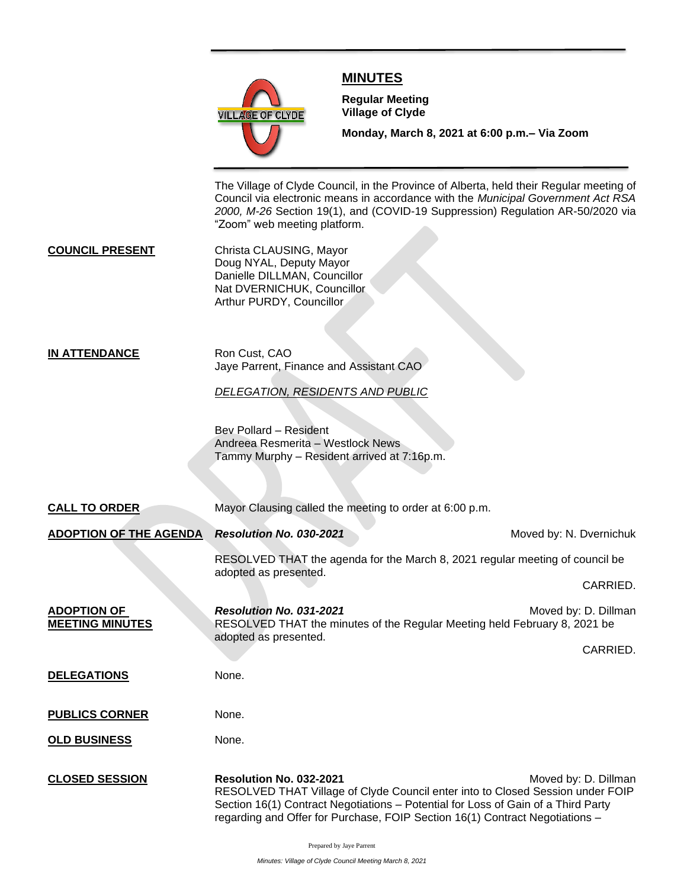# MINUTES

**Regular Meeting**
**Village of Clyde**

**Monday, March 8, 2021 at 6:00 p.m.– Via Zoom**

The Village of Clyde Council, in the Province of Alberta, held their Regular meeting of Council via electronic means in accordance with the *Municipal Government Act RSA 2000, M-26* Section 19(1), and (COVID-19 Suppression) Regulation AR-50/2020 via "Zoom" web meeting platform.

**COUNCIL PRESENT**

Christa CLAUSING, Mayor
Doug NYAL, Deputy Mayor
Danielle DILLMAN, Councillor
Nat DVERNICHUK, Councillor
Arthur PURDY, Councillor

**IN ATTENDANCE**

Ron Cust, CAO
Jaye Parrent, Finance and Assistant CAO

*DELEGATION, RESIDENTS AND PUBLIC*

Bev Pollard – Resident
Andreea Resmerita – Westlock News
Tammy Murphy – Resident arrived at 7:16p.m.

**CALL TO ORDER**

Mayor Clausing called the meeting to order at 6:00 p.m.

**ADOPTION OF THE AGENDA**

***Resolution No. 030-2021*** Moved by: N. Dvernichuk

RESOLVED THAT the agenda for the March 8, 2021 regular meeting of council be adopted as presented.

CARRIED.

**ADOPTION OF MEETING MINUTES**

***Resolution No. 031-2021*** Moved by: D. Dillman

RESOLVED THAT the minutes of the Regular Meeting held February 8, 2021 be adopted as presented.

CARRIED.

**DELEGATIONS**

None.

**PUBLICS CORNER**

None.

**OLD BUSINESS**

None.

**CLOSED SESSION**

**Resolution No. 032-2021** Moved by: D. Dillman

RESOLVED THAT Village of Clyde Council enter into to Closed Session under FOIP Section 16(1) Contract Negotiations – Potential for Loss of Gain of a Third Party regarding and Offer for Purchase, FOIP Section 16(1) Contract Negotiations –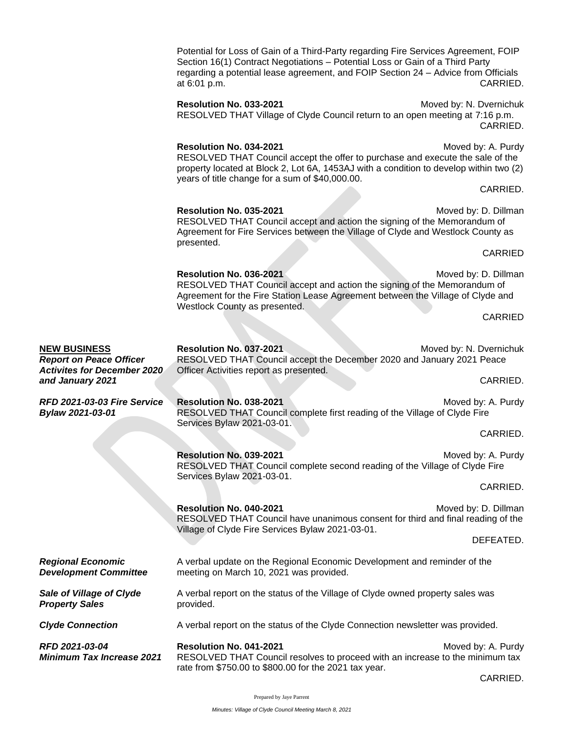Potential for Loss of Gain of a Third-Party regarding Fire Services Agreement, FOIP Section 16(1) Contract Negotiations – Potential Loss or Gain of a Third Party regarding a potential lease agreement, and FOIP Section 24 – Advice from Officials at 6:01 p.m. CARRIED.

**Resolution No. 033-2021** Moved by: N. Dvernichuk
RESOLVED THAT Village of Clyde Council return to an open meeting at 7:16 p.m.
CARRIED.

**Resolution No. 034-2021** Moved by: A. Purdy
RESOLVED THAT Council accept the offer to purchase and execute the sale of the property located at Block 2, Lot 6A, 1453AJ with a condition to develop within two (2) years of title change for a sum of $40,000.00.
CARRIED.

**Resolution No. 035-2021** Moved by: D. Dillman
RESOLVED THAT Council accept and action the signing of the Memorandum of Agreement for Fire Services between the Village of Clyde and Westlock County as presented.
CARRIED

**Resolution No. 036-2021** Moved by: D. Dillman
RESOLVED THAT Council accept and action the signing of the Memorandum of Agreement for the Fire Station Lease Agreement between the Village of Clyde and Westlock County as presented.
CARRIED

**NEW BUSINESS**

***Report on Peace Officer Activites for December 2020 and January 2021***

**Resolution No. 037-2021** Moved by: N. Dvernichuk
RESOLVED THAT Council accept the December 2020 and January 2021 Peace Officer Activities report as presented.
CARRIED.

***RFD 2021-03-03 Fire Service Bylaw 2021-03-01***

**Resolution No. 038-2021** Moved by: A. Purdy
RESOLVED THAT Council complete first reading of the Village of Clyde Fire Services Bylaw 2021-03-01.
CARRIED.

**Resolution No. 039-2021** Moved by: A. Purdy
RESOLVED THAT Council complete second reading of the Village of Clyde Fire Services Bylaw 2021-03-01.
CARRIED.

**Resolution No. 040-2021** Moved by: D. Dillman
RESOLVED THAT Council have unanimous consent for third and final reading of the Village of Clyde Fire Services Bylaw 2021-03-01.
DEFEATED.

***Regional Economic Development Committee***

A verbal update on the Regional Economic Development and reminder of the meeting on March 10, 2021 was provided.

***Sale of Village of Clyde Property Sales***

A verbal report on the status of the Village of Clyde owned property sales was provided.

***Clyde Connection***

A verbal report on the status of the Clyde Connection newsletter was provided.

***RFD 2021-03-04 Minimum Tax Increase 2021***

**Resolution No. 041-2021** Moved by: A. Purdy
RESOLVED THAT Council resolves to proceed with an increase to the minimum tax rate from $750.00 to $800.00 for the 2021 tax year.
CARRIED.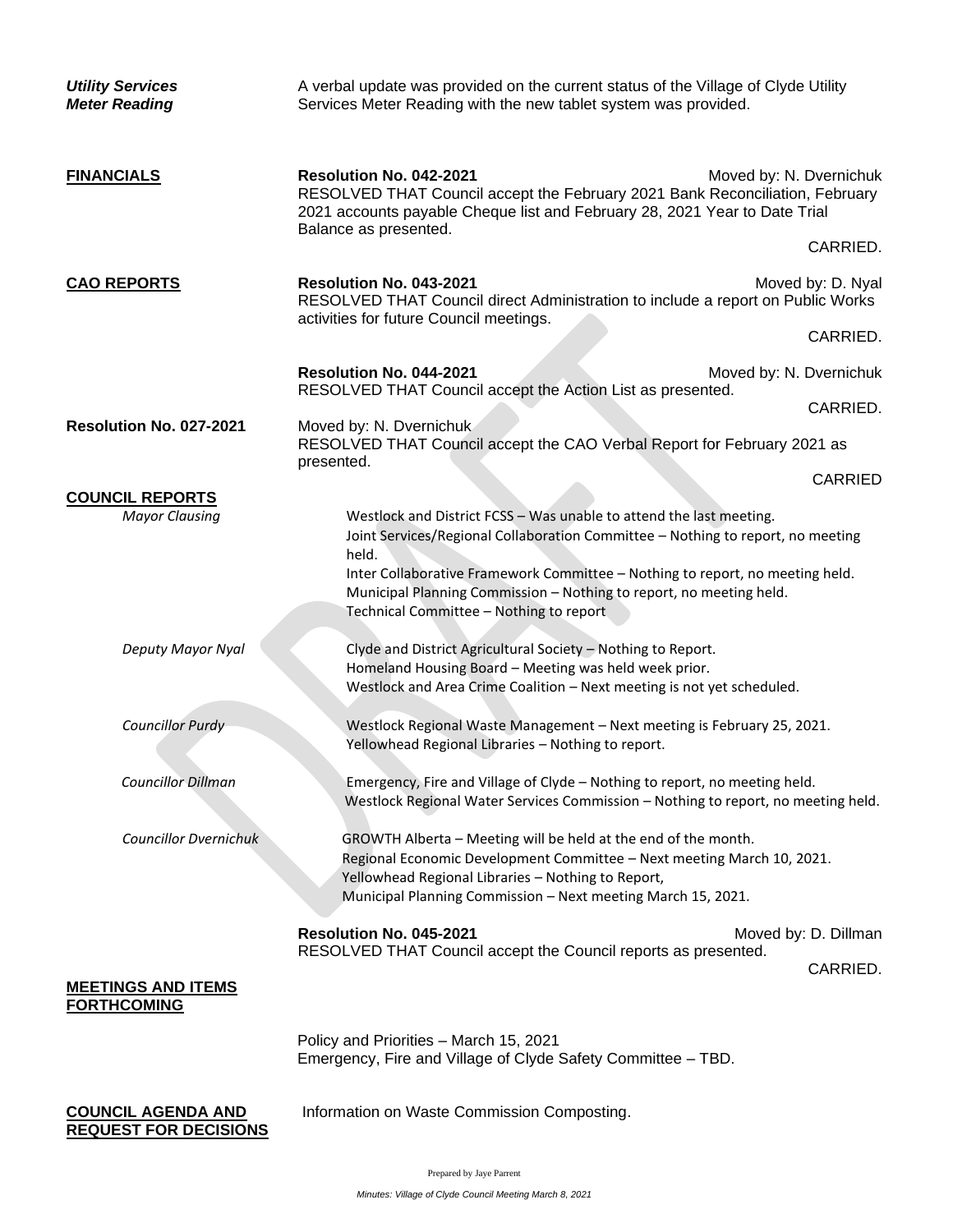***Utility Services Meter Reading***

A verbal update was provided on the current status of the Village of Clyde Utility Services Meter Reading with the new tablet system was provided.

**FINANCIALS**

**Resolution No. 042-2021** Moved by: N. Dvernichuk

RESOLVED THAT Council accept the February 2021 Bank Reconciliation, February 2021 accounts payable Cheque list and February 28, 2021 Year to Date Trial Balance as presented.

CARRIED.

**CAO REPORTS**

**Resolution No. 043-2021** Moved by: D. Nyal

RESOLVED THAT Council direct Administration to include a report on Public Works activities for future Council meetings.

CARRIED.

**Resolution No. 044-2021** Moved by: N. Dvernichuk

RESOLVED THAT Council accept the Action List as presented.

CARRIED.

**Resolution No. 027-2021** Moved by: N. Dvernichuk

RESOLVED THAT Council accept the CAO Verbal Report for February 2021 as presented.

CARRIED

**COUNCIL REPORTS**

*Mayor Clausing*

Westlock and District FCSS – Was unable to attend the last meeting.
Joint Services/Regional Collaboration Committee – Nothing to report, no meeting held.
Inter Collaborative Framework Committee – Nothing to report, no meeting held.
Municipal Planning Commission – Nothing to report, no meeting held.
Technical Committee – Nothing to report

*Deputy Mayor Nyal*

Clyde and District Agricultural Society – Nothing to Report.
Homeland Housing Board – Meeting was held week prior.
Westlock and Area Crime Coalition – Next meeting is not yet scheduled.

*Councillor Purdy*

Westlock Regional Waste Management – Next meeting is February 25, 2021.
Yellowhead Regional Libraries – Nothing to report.

*Councillor Dillman*

Emergency, Fire and Village of Clyde – Nothing to report, no meeting held.
Westlock Regional Water Services Commission – Nothing to report, no meeting held.

*Councillor Dvernichuk*

GROWTH Alberta – Meeting will be held at the end of the month.
Regional Economic Development Committee – Next meeting March 10, 2021.
Yellowhead Regional Libraries – Nothing to Report,
Municipal Planning Commission – Next meeting March 15, 2021.

**Resolution No. 045-2021** Moved by: D. Dillman

RESOLVED THAT Council accept the Council reports as presented.

CARRIED.

**MEETINGS AND ITEMS FORTHCOMING**

Policy and Priorities – March 15, 2021
Emergency, Fire and Village of Clyde Safety Committee – TBD.

**COUNCIL AGENDA AND REQUEST FOR DECISIONS**

Information on Waste Commission Composting.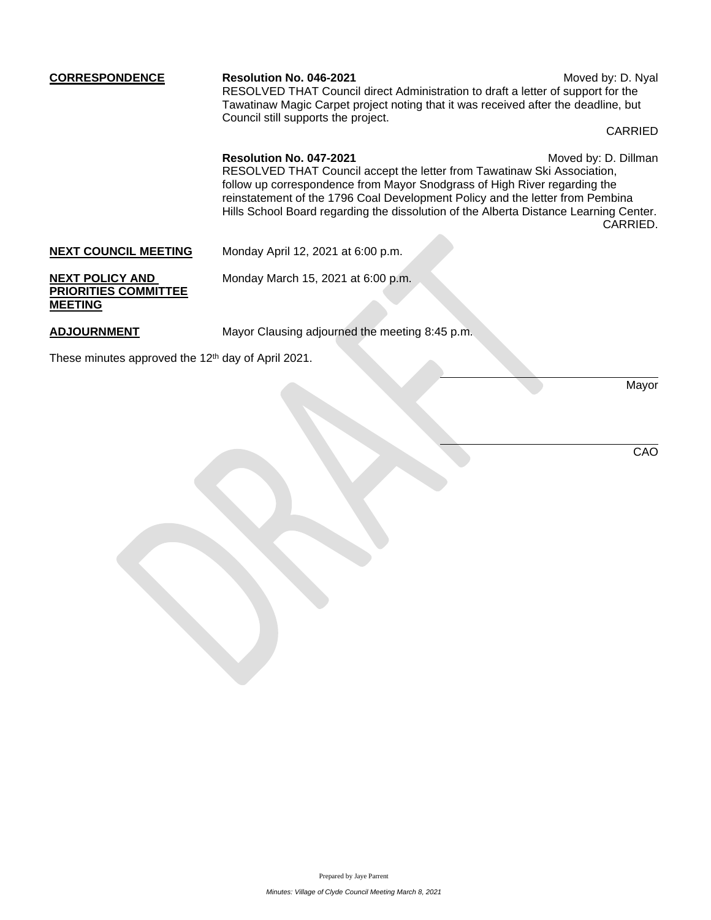**CORRESPONDENCE**

**Resolution No. 046-2021** — Moved by: D. Nyal

RESOLVED THAT Council direct Administration to draft a letter of support for the Tawatinaw Magic Carpet project noting that it was received after the deadline, but Council still supports the project.

CARRIED

**Resolution No. 047-2021** — Moved by: D. Dillman

RESOLVED THAT Council accept the letter from Tawatinaw Ski Association, follow up correspondence from Mayor Snodgrass of High River regarding the reinstatement of the 1796 Coal Development Policy and the letter from Pembina Hills School Board regarding the dissolution of the Alberta Distance Learning Center.

CARRIED.

**NEXT COUNCIL MEETING** — Monday April 12, 2021 at 6:00 p.m.

**NEXT POLICY AND PRIORITIES COMMITTEE MEETING** — Monday March 15, 2021 at 6:00 p.m.

**ADJOURNMENT** — Mayor Clausing adjourned the meeting 8:45 p.m.

These minutes approved the 12th day of April 2021.

______________________________
Mayor

______________________________
CAO

DRAFT